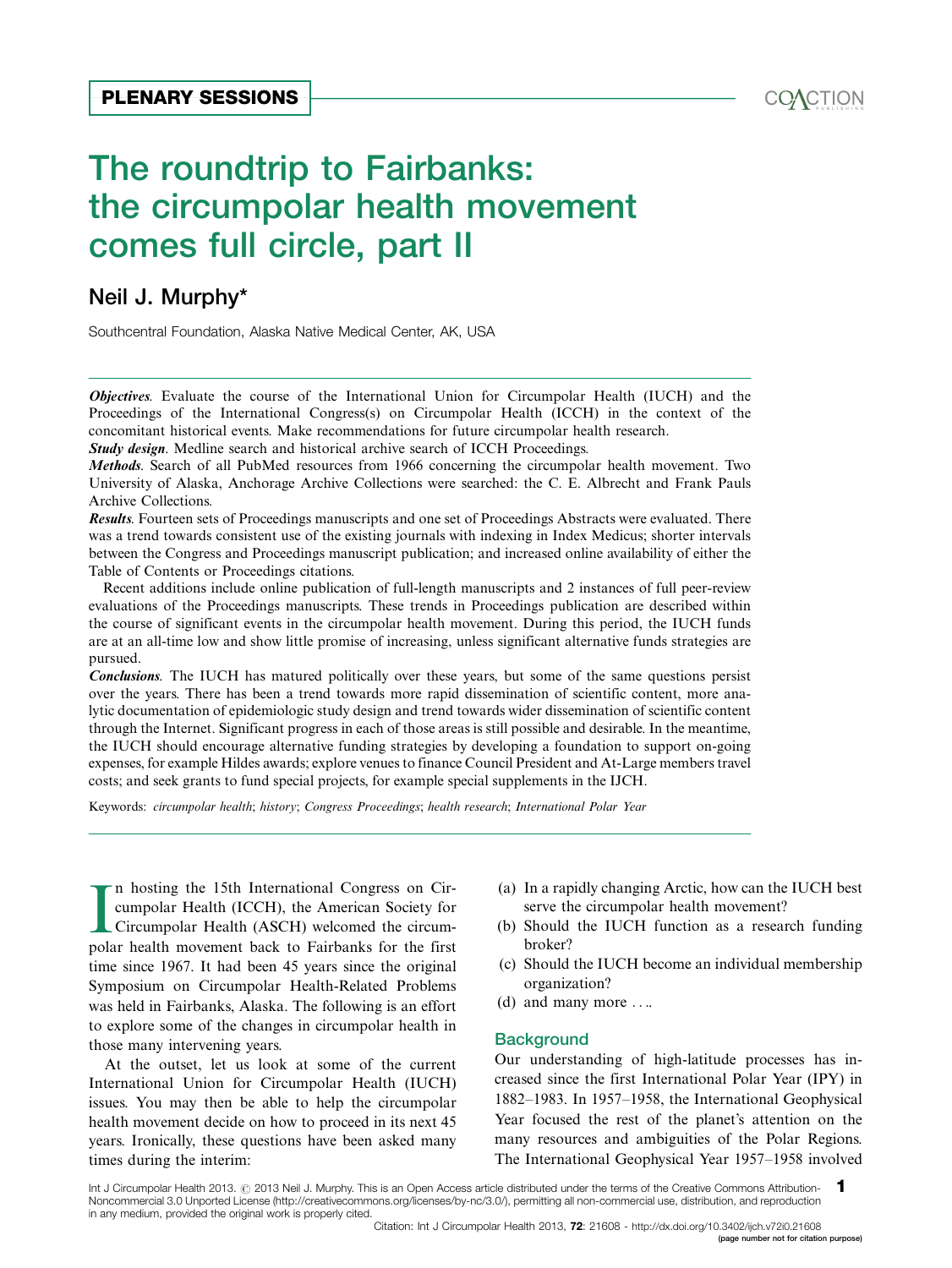PLENARY SESSIONS

# The roundtrip to Fairbanks: the circumpolar health movement comes full circle, part II

## Neil J. Murphy*

Southcentral Foundation, Alaska Native Medical Center, AK, USA

***Objectives**.* Evaluate the course of the International Union for Circumpolar Health (IUCH) and the Proceedings of the International Congress(s) on Circumpolar Health (ICCH) in the context of the concomitant historical events. Make recommendations for future circumpolar health research.

***Study design**.* Medline search and historical archive search of ICCH Proceedings.

***Methods**.* Search of all PubMed resources from 1966 concerning the circumpolar health movement. Two University of Alaska, Anchorage Archive Collections were searched: the C. E. Albrecht and Frank Pauls Archive Collections.

***Results**.* Fourteen sets of Proceedings manuscripts and one set of Proceedings Abstracts were evaluated. There was a trend towards consistent use of the existing journals with indexing in Index Medicus; shorter intervals between the Congress and Proceedings manuscript publication; and increased online availability of either the Table of Contents or Proceedings citations.

Recent additions include online publication of full-length manuscripts and 2 instances of full peer-review evaluations of the Proceedings manuscripts. These trends in Proceedings publication are described within the course of significant events in the circumpolar health movement. During this period, the IUCH funds are at an all-time low and show little promise of increasing, unless significant alternative funds strategies are pursued.

***Conclusions**.* The IUCH has matured politically over these years, but some of the same questions persist over the years. There has been a trend towards more rapid dissemination of scientific content, more analytic documentation of epidemiologic study design and trend towards wider dissemination of scientific content through the Internet. Significant progress in each of those areas is still possible and desirable. In the meantime, the IUCH should encourage alternative funding strategies by developing a foundation to support on-going expenses, for example Hildes awards; explore venues to finance Council President and At-Large members travel costs; and seek grants to fund special projects, for example special supplements in the IJCH.

Keywords: *circumpolar health*; *history*; *Congress Proceedings*; *health research*; *International Polar Year*

In hosting the 15th International Congress on Circumpolar Health (ICCH), the American Society for Circumpolar Health (ASCH) welcomed the circumpolar health movement back to Fairbanks for the first time since 1967. It had been 45 years since the original Symposium on Circumpolar Health-Related Problems was held in Fairbanks, Alaska. The following is an effort to explore some of the changes in circumpolar health in those many intervening years.

At the outset, let us look at some of the current International Union for Circumpolar Health (IUCH) issues. You may then be able to help the circumpolar health movement decide on how to proceed in its next 45 years. Ironically, these questions have been asked many times during the interim:

(a) In a rapidly changing Arctic, how can the IUCH best serve the circumpolar health movement?
(b) Should the IUCH function as a research funding broker?
(c) Should the IUCH become an individual membership organization?
(d) and many more . . ..

## Background

Our understanding of high-latitude processes has increased since the first International Polar Year (IPY) in 1882–1983. In 1957–1958, the International Geophysical Year focused the rest of the planet's attention on the many resources and ambiguities of the Polar Regions. The International Geophysical Year 1957–1958 involved

Int J Circumpolar Health 2013. © 2013 Neil J. Murphy. This is an Open Access article distributed under the terms of the Creative Commons Attribution-Noncommercial 3.0 Unported License (http://creativecommons.org/licenses/by-nc/3.0/), permitting all non-commercial use, distribution, and reproduction in any medium, provided the original work is properly cited.

Citation: Int J Circumpolar Health 2013, 72: 21608 - http://dx.doi.org/10.3402/ijch.v72i0.21608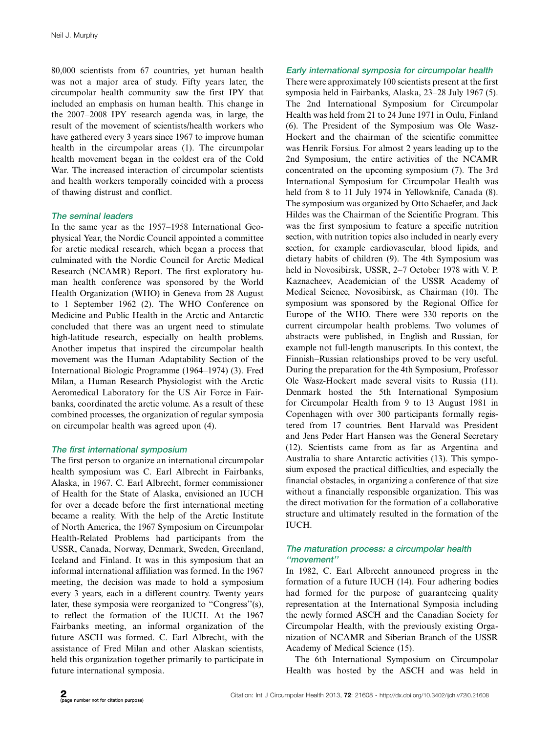80,000 scientists from 67 countries, yet human health was not a major area of study. Fifty years later, the circumpolar health community saw the first IPY that included an emphasis on human health. This change in the 2007–2008 IPY research agenda was, in large, the result of the movement of scientists/health workers who have gathered every 3 years since 1967 to improve human health in the circumpolar areas (1). The circumpolar health movement began in the coldest era of the Cold War. The increased interaction of circumpolar scientists and health workers temporally coincided with a process of thawing distrust and conflict.

### The seminal leaders

In the same year as the 1957–1958 International Geophysical Year, the Nordic Council appointed a committee for arctic medical research, which began a process that culminated with the Nordic Council for Arctic Medical Research (NCAMR) Report. The first exploratory human health conference was sponsored by the World Health Organization (WHO) in Geneva from 28 August to 1 September 1962 (2). The WHO Conference on Medicine and Public Health in the Arctic and Antarctic concluded that there was an urgent need to stimulate high-latitude research, especially on health problems. Another impetus that inspired the circumpolar health movement was the Human Adaptability Section of the International Biologic Programme (1964–1974) (3). Fred Milan, a Human Research Physiologist with the Arctic Aeromedical Laboratory for the US Air Force in Fairbanks, coordinated the arctic volume. As a result of these combined processes, the organization of regular symposia on circumpolar health was agreed upon (4).

### The first international symposium

The first person to organize an international circumpolar health symposium was C. Earl Albrecht in Fairbanks, Alaska, in 1967. C. Earl Albrecht, former commissioner of Health for the State of Alaska, envisioned an IUCH for over a decade before the first international meeting became a reality. With the help of the Arctic Institute of North America, the 1967 Symposium on Circumpolar Health-Related Problems had participants from the USSR, Canada, Norway, Denmark, Sweden, Greenland, Iceland and Finland. It was in this symposium that an informal international affiliation was formed. In the 1967 meeting, the decision was made to hold a symposium every 3 years, each in a different country. Twenty years later, these symposia were reorganized to "Congress"(s), to reflect the formation of the IUCH. At the 1967 Fairbanks meeting, an informal organization of the future ASCH was formed. C. Earl Albrecht, with the assistance of Fred Milan and other Alaskan scientists, held this organization together primarily to participate in future international symposia.

### Early international symposia for circumpolar health

There were approximately 100 scientists present at the first symposia held in Fairbanks, Alaska, 23–28 July 1967 (5). The 2nd International Symposium for Circumpolar Health was held from 21 to 24 June 1971 in Oulu, Finland (6). The President of the Symposium was Ole Wasz-Hockert and the chairman of the scientific committee was Henrik Forsius. For almost 2 years leading up to the 2nd Symposium, the entire activities of the NCAMR concentrated on the upcoming symposium (7). The 3rd International Symposium for Circumpolar Health was held from 8 to 11 July 1974 in Yellowknife, Canada (8). The symposium was organized by Otto Schaefer, and Jack Hildes was the Chairman of the Scientific Program. This was the first symposium to feature a specific nutrition section, with nutrition topics also included in nearly every section, for example cardiovascular, blood lipids, and dietary habits of children (9). The 4th Symposium was held in Novosibirsk, USSR, 2–7 October 1978 with V. P. Kaznacheev, Academician of the USSR Academy of Medical Science, Novosibirsk, as Chairman (10). The symposium was sponsored by the Regional Office for Europe of the WHO. There were 330 reports on the current circumpolar health problems. Two volumes of abstracts were published, in English and Russian, for example not full-length manuscripts. In this context, the Finnish–Russian relationships proved to be very useful. During the preparation for the 4th Symposium, Professor Ole Wasz-Hockert made several visits to Russia (11). Denmark hosted the 5th International Symposium for Circumpolar Health from 9 to 13 August 1981 in Copenhagen with over 300 participants formally registered from 17 countries. Bent Harvald was President and Jens Peder Hart Hansen was the General Secretary (12). Scientists came from as far as Argentina and Australia to share Antarctic activities (13). This symposium exposed the practical difficulties, and especially the financial obstacles, in organizing a conference of that size without a financially responsible organization. This was the direct motivation for the formation of a collaborative structure and ultimately resulted in the formation of the IUCH.

### The maturation process: a circumpolar health "movement"

In 1982, C. Earl Albrecht announced progress in the formation of a future IUCH (14). Four adhering bodies had formed for the purpose of guaranteeing quality representation at the International Symposia including the newly formed ASCH and the Canadian Society for Circumpolar Health, with the previously existing Organization of NCAMR and Siberian Branch of the USSR Academy of Medical Science (15).

The 6th International Symposium on Circumpolar Health was hosted by the ASCH and was held in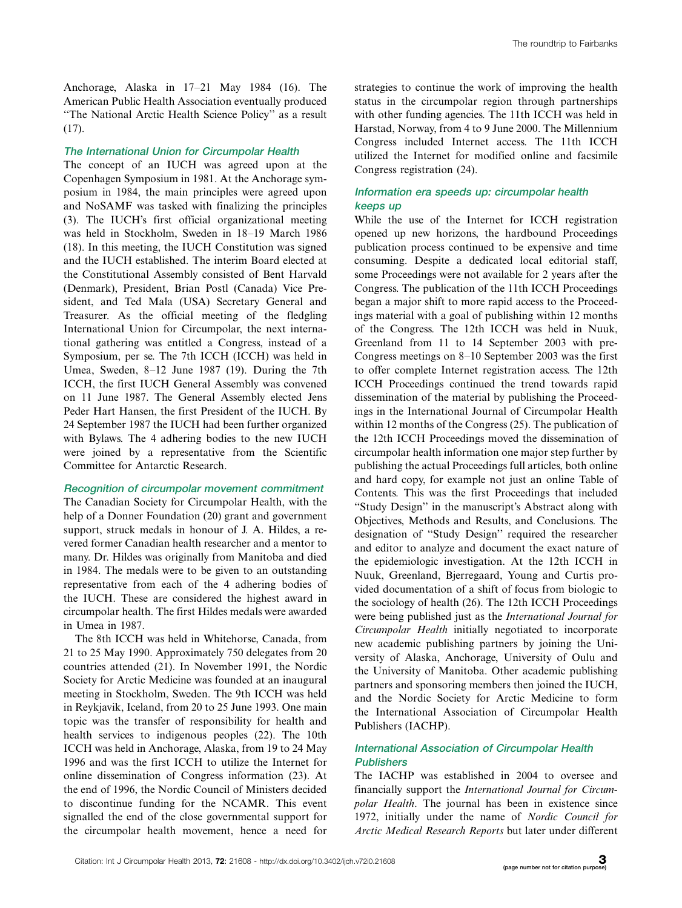Anchorage, Alaska in 17–21 May 1984 (16). The American Public Health Association eventually produced "The National Arctic Health Science Policy" as a result (17).

### The International Union for Circumpolar Health

The concept of an IUCH was agreed upon at the Copenhagen Symposium in 1981. At the Anchorage symposium in 1984, the main principles were agreed upon and NoSAMF was tasked with finalizing the principles (3). The IUCH's first official organizational meeting was held in Stockholm, Sweden in 18–19 March 1986 (18). In this meeting, the IUCH Constitution was signed and the IUCH established. The interim Board elected at the Constitutional Assembly consisted of Bent Harvald (Denmark), President, Brian Postl (Canada) Vice President, and Ted Mala (USA) Secretary General and Treasurer. As the official meeting of the fledgling International Union for Circumpolar, the next international gathering was entitled a Congress, instead of a Symposium, per se. The 7th ICCH (ICCH) was held in Umea, Sweden, 8–12 June 1987 (19). During the 7th ICCH, the first IUCH General Assembly was convened on 11 June 1987. The General Assembly elected Jens Peder Hart Hansen, the first President of the IUCH. By 24 September 1987 the IUCH had been further organized with Bylaws. The 4 adhering bodies to the new IUCH were joined by a representative from the Scientific Committee for Antarctic Research.

### Recognition of circumpolar movement commitment

The Canadian Society for Circumpolar Health, with the help of a Donner Foundation (20) grant and government support, struck medals in honour of J. A. Hildes, a revered former Canadian health researcher and a mentor to many. Dr. Hildes was originally from Manitoba and died in 1984. The medals were to be given to an outstanding representative from each of the 4 adhering bodies of the IUCH. These are considered the highest award in circumpolar health. The first Hildes medals were awarded in Umea in 1987.

The 8th ICCH was held in Whitehorse, Canada, from 21 to 25 May 1990. Approximately 750 delegates from 20 countries attended (21). In November 1991, the Nordic Society for Arctic Medicine was founded at an inaugural meeting in Stockholm, Sweden. The 9th ICCH was held in Reykjavik, Iceland, from 20 to 25 June 1993. One main topic was the transfer of responsibility for health and health services to indigenous peoples (22). The 10th ICCH was held in Anchorage, Alaska, from 19 to 24 May 1996 and was the first ICCH to utilize the Internet for online dissemination of Congress information (23). At the end of 1996, the Nordic Council of Ministers decided to discontinue funding for the NCAMR. This event signalled the end of the close governmental support for the circumpolar health movement, hence a need for strategies to continue the work of improving the health status in the circumpolar region through partnerships with other funding agencies. The 11th ICCH was held in Harstad, Norway, from 4 to 9 June 2000. The Millennium Congress included Internet access. The 11th ICCH utilized the Internet for modified online and facsimile Congress registration (24).

### Information era speeds up: circumpolar health keeps up

While the use of the Internet for ICCH registration opened up new horizons, the hardbound Proceedings publication process continued to be expensive and time consuming. Despite a dedicated local editorial staff, some Proceedings were not available for 2 years after the Congress. The publication of the 11th ICCH Proceedings began a major shift to more rapid access to the Proceedings material with a goal of publishing within 12 months of the Congress. The 12th ICCH was held in Nuuk, Greenland from 11 to 14 September 2003 with pre-Congress meetings on 8–10 September 2003 was the first to offer complete Internet registration access. The 12th ICCH Proceedings continued the trend towards rapid dissemination of the material by publishing the Proceedings in the International Journal of Circumpolar Health within 12 months of the Congress (25). The publication of the 12th ICCH Proceedings moved the dissemination of circumpolar health information one major step further by publishing the actual Proceedings full articles, both online and hard copy, for example not just an online Table of Contents. This was the first Proceedings that included "Study Design" in the manuscript's Abstract along with Objectives, Methods and Results, and Conclusions. The designation of "Study Design" required the researcher and editor to analyze and document the exact nature of the epidemiologic investigation. At the 12th ICCH in Nuuk, Greenland, Bjerregaard, Young and Curtis provided documentation of a shift of focus from biologic to the sociology of health (26). The 12th ICCH Proceedings were being published just as the *International Journal for Circumpolar Health* initially negotiated to incorporate new academic publishing partners by joining the University of Alaska, Anchorage, University of Oulu and the University of Manitoba. Other academic publishing partners and sponsoring members then joined the IUCH, and the Nordic Society for Arctic Medicine to form the International Association of Circumpolar Health Publishers (IACHP).

### International Association of Circumpolar Health Publishers

The IACHP was established in 2004 to oversee and financially support the *International Journal for Circumpolar Health*. The journal has been in existence since 1972, initially under the name of *Nordic Council for Arctic Medical Research Reports* but later under different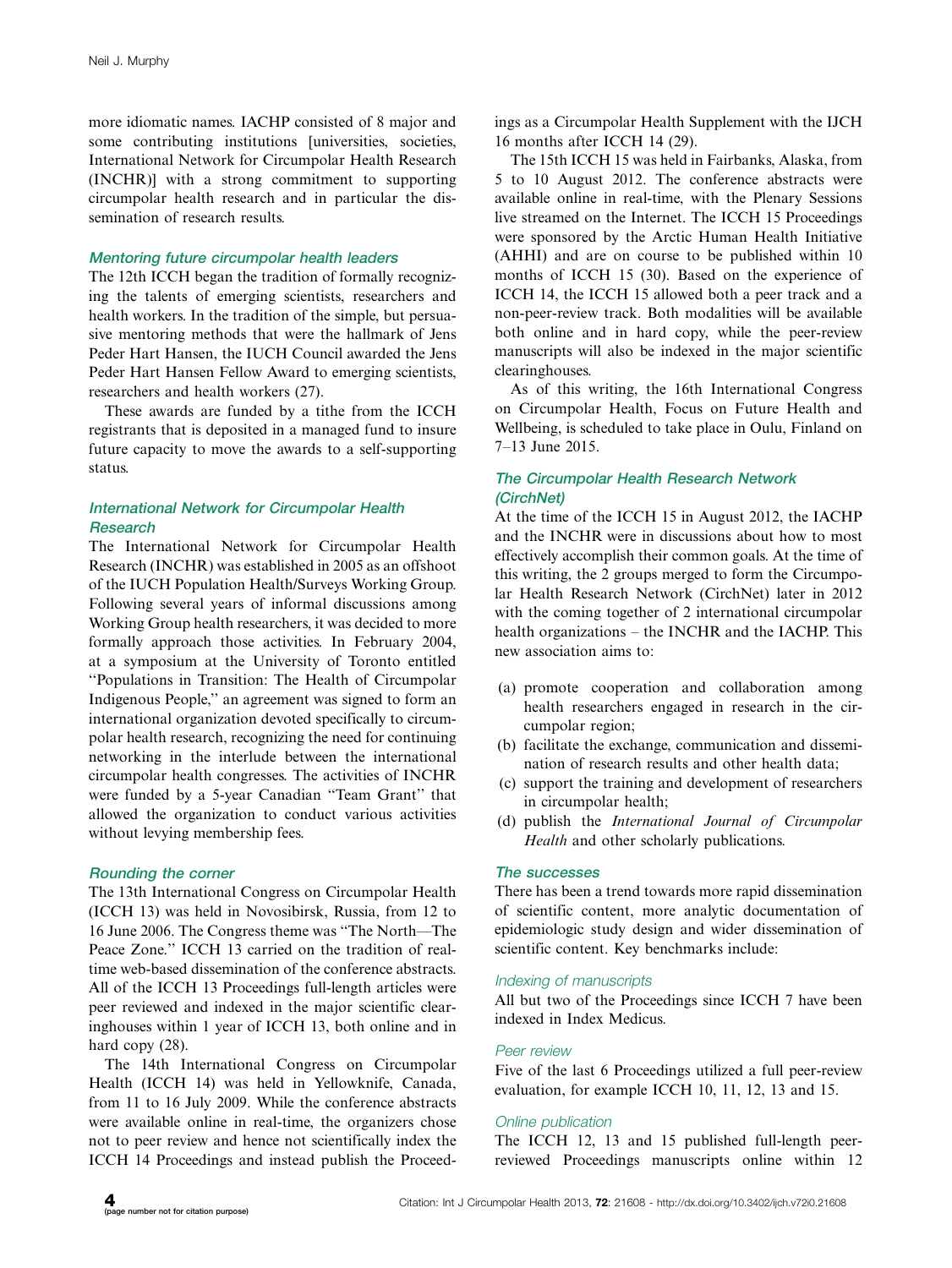more idiomatic names. IACHP consisted of 8 major and some contributing institutions [universities, societies, International Network for Circumpolar Health Research (INCHR)] with a strong commitment to supporting circumpolar health research and in particular the dissemination of research results.

### *Mentoring future circumpolar health leaders*

The 12th ICCH began the tradition of formally recognizing the talents of emerging scientists, researchers and health workers. In the tradition of the simple, but persuasive mentoring methods that were the hallmark of Jens Peder Hart Hansen, the IUCH Council awarded the Jens Peder Hart Hansen Fellow Award to emerging scientists, researchers and health workers (27).

These awards are funded by a tithe from the ICCH registrants that is deposited in a managed fund to insure future capacity to move the awards to a self-supporting status.

### *International Network for Circumpolar Health Research*

The International Network for Circumpolar Health Research (INCHR) was established in 2005 as an offshoot of the IUCH Population Health/Surveys Working Group. Following several years of informal discussions among Working Group health researchers, it was decided to more formally approach those activities. In February 2004, at a symposium at the University of Toronto entitled ''Populations in Transition: The Health of Circumpolar Indigenous People,'' an agreement was signed to form an international organization devoted specifically to circumpolar health research, recognizing the need for continuing networking in the interlude between the international circumpolar health congresses. The activities of INCHR were funded by a 5-year Canadian ''Team Grant'' that allowed the organization to conduct various activities without levying membership fees.

### *Rounding the corner*

The 13th International Congress on Circumpolar Health (ICCH 13) was held in Novosibirsk, Russia, from 12 to 16 June 2006. The Congress theme was ''The North—The Peace Zone.'' ICCH 13 carried on the tradition of real-time web-based dissemination of the conference abstracts. All of the ICCH 13 Proceedings full-length articles were peer reviewed and indexed in the major scientific clearinghouses within 1 year of ICCH 13, both online and in hard copy (28).

The 14th International Congress on Circumpolar Health (ICCH 14) was held in Yellowknife, Canada, from 11 to 16 July 2009. While the conference abstracts were available online in real-time, the organizers chose not to peer review and hence not scientifically index the ICCH 14 Proceedings and instead publish the Proceedings as a Circumpolar Health Supplement with the IJCH 16 months after ICCH 14 (29).

The 15th ICCH 15 was held in Fairbanks, Alaska, from 5 to 10 August 2012. The conference abstracts were available online in real-time, with the Plenary Sessions live streamed on the Internet. The ICCH 15 Proceedings were sponsored by the Arctic Human Health Initiative (AHHI) and are on course to be published within 10 months of ICCH 15 (30). Based on the experience of ICCH 14, the ICCH 15 allowed both a peer track and a non-peer-review track. Both modalities will be available both online and in hard copy, while the peer-review manuscripts will also be indexed in the major scientific clearinghouses.

As of this writing, the 16th International Congress on Circumpolar Health, Focus on Future Health and Wellbeing, is scheduled to take place in Oulu, Finland on 7–13 June 2015.

### *The Circumpolar Health Research Network (CirchNet)*

At the time of the ICCH 15 in August 2012, the IACHP and the INCHR were in discussions about how to most effectively accomplish their common goals. At the time of this writing, the 2 groups merged to form the Circumpolar Health Research Network (CirchNet) later in 2012 with the coming together of 2 international circumpolar health organizations – the INCHR and the IACHP. This new association aims to:

(a) promote cooperation and collaboration among health researchers engaged in research in the circumpolar region;
(b) facilitate the exchange, communication and dissemination of research results and other health data;
(c) support the training and development of researchers in circumpolar health;
(d) publish the *International Journal of Circumpolar Health* and other scholarly publications.

### *The successes*

There has been a trend towards more rapid dissemination of scientific content, more analytic documentation of epidemiologic study design and wider dissemination of scientific content. Key benchmarks include:

#### *Indexing of manuscripts*

All but two of the Proceedings since ICCH 7 have been indexed in Index Medicus.

#### *Peer review*

Five of the last 6 Proceedings utilized a full peer-review evaluation, for example ICCH 10, 11, 12, 13 and 15.

#### *Online publication*

The ICCH 12, 13 and 15 published full-length peer-reviewed Proceedings manuscripts online within 12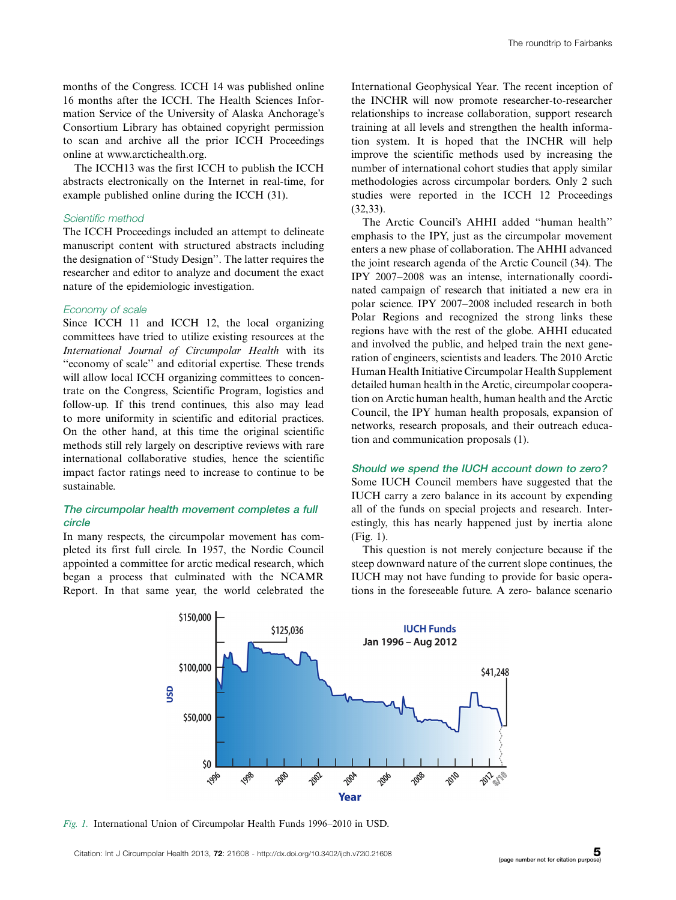months of the Congress. ICCH 14 was published online 16 months after the ICCH. The Health Sciences Information Service of the University of Alaska Anchorage's Consortium Library has obtained copyright permission to scan and archive all the prior ICCH Proceedings online at www.arctichealth.org.

The ICCH13 was the first ICCH to publish the ICCH abstracts electronically on the Internet in real-time, for example published online during the ICCH (31).

### Scientific method

The ICCH Proceedings included an attempt to delineate manuscript content with structured abstracts including the designation of ''Study Design''. The latter requires the researcher and editor to analyze and document the exact nature of the epidemiologic investigation.

### Economy of scale

Since ICCH 11 and ICCH 12, the local organizing committees have tried to utilize existing resources at the *International Journal of Circumpolar Health* with its ''economy of scale'' and editorial expertise. These trends will allow local ICCH organizing committees to concentrate on the Congress, Scientific Program, logistics and follow-up. If this trend continues, this also may lead to more uniformity in scientific and editorial practices. On the other hand, at this time the original scientific methods still rely largely on descriptive reviews with rare international collaborative studies, hence the scientific impact factor ratings need to increase to continue to be sustainable.

## The circumpolar health movement completes a full circle

In many respects, the circumpolar movement has completed its first full circle. In 1957, the Nordic Council appointed a committee for arctic medical research, which began a process that culminated with the NCAMR Report. In that same year, the world celebrated the International Geophysical Year. The recent inception of the INCHR will now promote researcher-to-researcher relationships to increase collaboration, support research training at all levels and strengthen the health information system. It is hoped that the INCHR will help improve the scientific methods used by increasing the number of international cohort studies that apply similar methodologies across circumpolar borders. Only 2 such studies were reported in the ICCH 12 Proceedings (32,33).

The Arctic Council's AHHI added ''human health'' emphasis to the IPY, just as the circumpolar movement enters a new phase of collaboration. The AHHI advanced the joint research agenda of the Arctic Council (34). The IPY 2007–2008 was an intense, internationally coordinated campaign of research that initiated a new era in polar science. IPY 2007–2008 included research in both Polar Regions and recognized the strong links these regions have with the rest of the globe. AHHI educated and involved the public, and helped train the next generation of engineers, scientists and leaders. The 2010 Arctic Human Health Initiative Circumpolar Health Supplement detailed human health in the Arctic, circumpolar cooperation on Arctic human health, human health and the Arctic Council, the IPY human health proposals, expansion of networks, research proposals, and their outreach education and communication proposals (1).

## Should we spend the IUCH account down to zero?

Some IUCH Council members have suggested that the IUCH carry a zero balance in its account by expending all of the funds on special projects and research. Interestingly, this has nearly happened just by inertia alone (Fig. 1).

This question is not merely conjecture because if the steep downward nature of the current slope continues, the IUCH may not have funding to provide for basic operations in the foreseeable future. A zero- balance scenario

IUCH Funds
Jan 1996 – Aug 2012
$125,036
$41,248
USD
$150,000
$100,000
$50,000
$0
1996 1998 2000 2002 2004 2006 2008 2010 2012 8/10
Year

*Fig. 1.* International Union of Circumpolar Health Funds 1996–2010 in USD.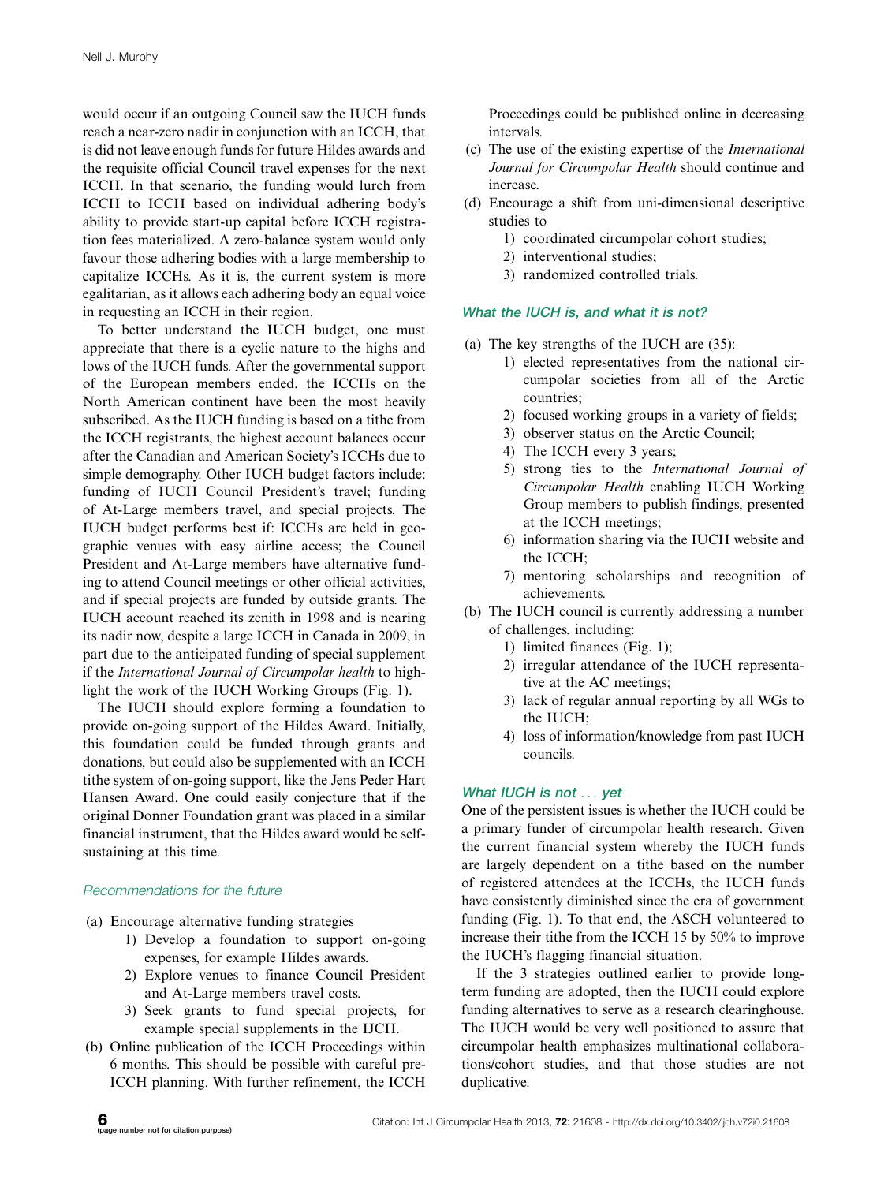would occur if an outgoing Council saw the IUCH funds reach a near-zero nadir in conjunction with an ICCH, that is did not leave enough funds for future Hildes awards and the requisite official Council travel expenses for the next ICCH. In that scenario, the funding would lurch from ICCH to ICCH based on individual adhering body's ability to provide start-up capital before ICCH registration fees materialized. A zero-balance system would only favour those adhering bodies with a large membership to capitalize ICCHs. As it is, the current system is more egalitarian, as it allows each adhering body an equal voice in requesting an ICCH in their region.

To better understand the IUCH budget, one must appreciate that there is a cyclic nature to the highs and lows of the IUCH funds. After the governmental support of the European members ended, the ICCHs on the North American continent have been the most heavily subscribed. As the IUCH funding is based on a tithe from the ICCH registrants, the highest account balances occur after the Canadian and American Society's ICCHs due to simple demography. Other IUCH budget factors include: funding of IUCH Council President's travel; funding of At-Large members travel, and special projects. The IUCH budget performs best if: ICCHs are held in geographic venues with easy airline access; the Council President and At-Large members have alternative funding to attend Council meetings or other official activities, and if special projects are funded by outside grants. The IUCH account reached its zenith in 1998 and is nearing its nadir now, despite a large ICCH in Canada in 2009, in part due to the anticipated funding of special supplement if the *International Journal of Circumpolar health* to highlight the work of the IUCH Working Groups (Fig. 1).

The IUCH should explore forming a foundation to provide on-going support of the Hildes Award. Initially, this foundation could be funded through grants and donations, but could also be supplemented with an ICCH tithe system of on-going support, like the Jens Peder Hart Hansen Award. One could easily conjecture that if the original Donner Foundation grant was placed in a similar financial instrument, that the Hildes award would be self-sustaining at this time.

### *Recommendations for the future*

(a) Encourage alternative funding strategies
   1) Develop a foundation to support on-going expenses, for example Hildes awards.
   2) Explore venues to finance Council President and At-Large members travel costs.
   3) Seek grants to fund special projects, for example special supplements in the IJCH.

(b) Online publication of the ICCH Proceedings within 6 months. This should be possible with careful pre-ICCH planning. With further refinement, the ICCH Proceedings could be published online in decreasing intervals.

(c) The use of the existing expertise of the *International Journal for Circumpolar Health* should continue and increase.

(d) Encourage a shift from uni-dimensional descriptive studies to
   1) coordinated circumpolar cohort studies;
   2) interventional studies;
   3) randomized controlled trials.

### *What the IUCH is, and what it is not?*

(a) The key strengths of the IUCH are (35):
   1) elected representatives from the national circumpolar societies from all of the Arctic countries;
   2) focused working groups in a variety of fields;
   3) observer status on the Arctic Council;
   4) The ICCH every 3 years;
   5) strong ties to the *International Journal of Circumpolar Health* enabling IUCH Working Group members to publish findings, presented at the ICCH meetings;
   6) information sharing via the IUCH website and the ICCH;
   7) mentoring scholarships and recognition of achievements.

(b) The IUCH council is currently addressing a number of challenges, including:
   1) limited finances (Fig. 1);
   2) irregular attendance of the IUCH representative at the AC meetings;
   3) lack of regular annual reporting by all WGs to the IUCH;
   4) loss of information/knowledge from past IUCH councils.

### *What IUCH is not . . . yet*

One of the persistent issues is whether the IUCH could be a primary funder of circumpolar health research. Given the current financial system whereby the IUCH funds are largely dependent on a tithe based on the number of registered attendees at the ICCHs, the IUCH funds have consistently diminished since the era of government funding (Fig. 1). To that end, the ASCH volunteered to increase their tithe from the ICCH 15 by 50% to improve the IUCH's flagging financial situation.

If the 3 strategies outlined earlier to provide long-term funding are adopted, then the IUCH could explore funding alternatives to serve as a research clearinghouse. The IUCH would be very well positioned to assure that circumpolar health emphasizes multinational collaborations/cohort studies, and that those studies are not duplicative.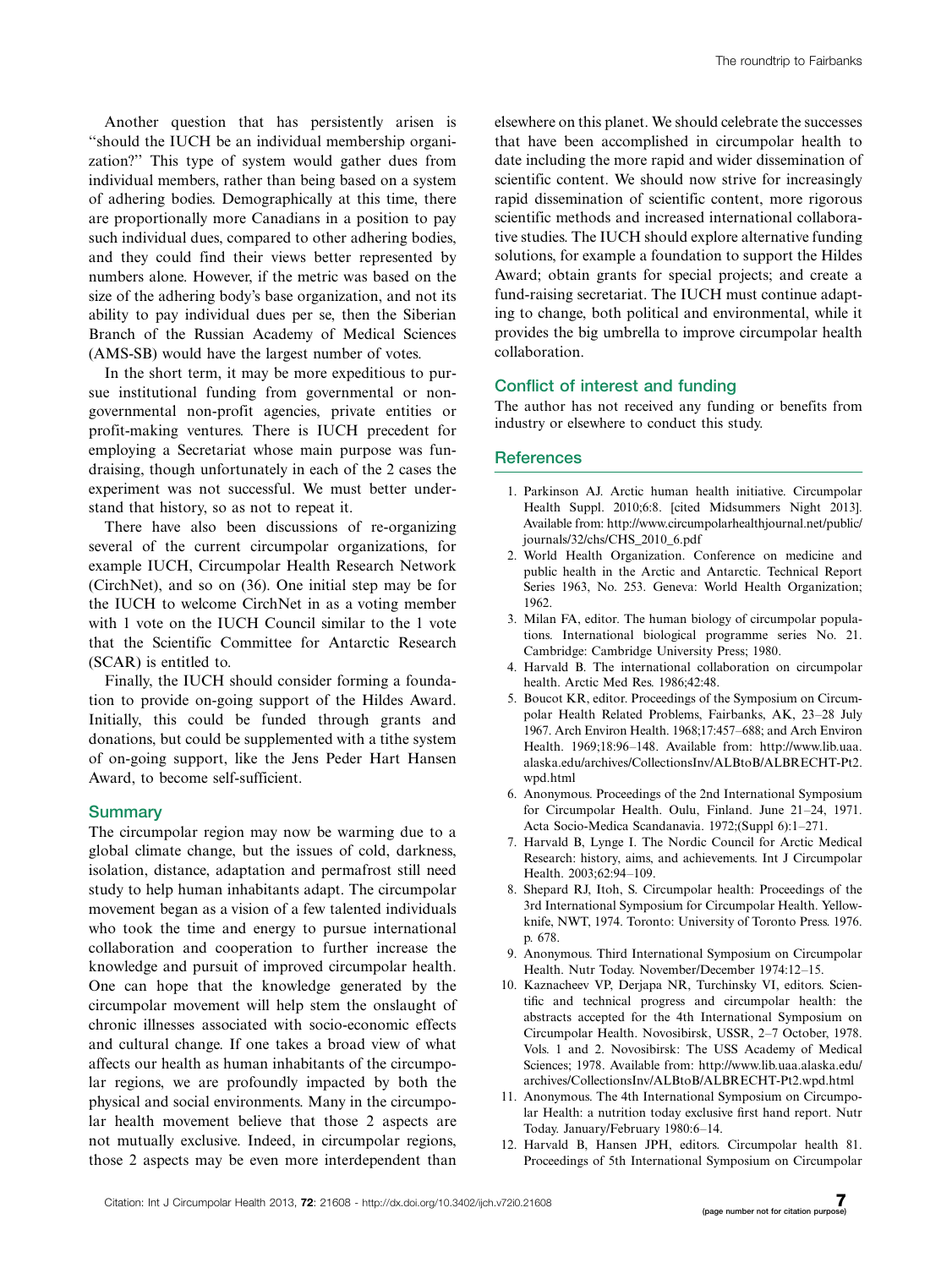Another question that has persistently arisen is "should the IUCH be an individual membership organization?" This type of system would gather dues from individual members, rather than being based on a system of adhering bodies. Demographically at this time, there are proportionally more Canadians in a position to pay such individual dues, compared to other adhering bodies, and they could find their views better represented by numbers alone. However, if the metric was based on the size of the adhering body's base organization, and not its ability to pay individual dues per se, then the Siberian Branch of the Russian Academy of Medical Sciences (AMS-SB) would have the largest number of votes.

In the short term, it may be more expeditious to pursue institutional funding from governmental or nongovernmental non-profit agencies, private entities or profit-making ventures. There is IUCH precedent for employing a Secretariat whose main purpose was fundraising, though unfortunately in each of the 2 cases the experiment was not successful. We must better understand that history, so as not to repeat it.

There have also been discussions of re-organizing several of the current circumpolar organizations, for example IUCH, Circumpolar Health Research Network (CirchNet), and so on (36). One initial step may be for the IUCH to welcome CirchNet in as a voting member with 1 vote on the IUCH Council similar to the 1 vote that the Scientific Committee for Antarctic Research (SCAR) is entitled to.

Finally, the IUCH should consider forming a foundation to provide on-going support of the Hildes Award. Initially, this could be funded through grants and donations, but could be supplemented with a tithe system of on-going support, like the Jens Peder Hart Hansen Award, to become self-sufficient.

## Summary

The circumpolar region may now be warming due to a global climate change, but the issues of cold, darkness, isolation, distance, adaptation and permafrost still need study to help human inhabitants adapt. The circumpolar movement began as a vision of a few talented individuals who took the time and energy to pursue international collaboration and cooperation to further increase the knowledge and pursuit of improved circumpolar health. One can hope that the knowledge generated by the circumpolar movement will help stem the onslaught of chronic illnesses associated with socio-economic effects and cultural change. If one takes a broad view of what affects our health as human inhabitants of the circumpolar regions, we are profoundly impacted by both the physical and social environments. Many in the circumpolar health movement believe that those 2 aspects are not mutually exclusive. Indeed, in circumpolar regions, those 2 aspects may be even more interdependent than elsewhere on this planet. We should celebrate the successes that have been accomplished in circumpolar health to date including the more rapid and wider dissemination of scientific content. We should now strive for increasingly rapid dissemination of scientific content, more rigorous scientific methods and increased international collaborative studies. The IUCH should explore alternative funding solutions, for example a foundation to support the Hildes Award; obtain grants for special projects; and create a fund-raising secretariat. The IUCH must continue adapting to change, both political and environmental, while it provides the big umbrella to improve circumpolar health collaboration.

## Conflict of interest and funding

The author has not received any funding or benefits from industry or elsewhere to conduct this study.

## References

1. Parkinson AJ. Arctic human health initiative. Circumpolar Health Suppl. 2010;6:8. [cited Midsummers Night 2013]. Available from: http://www.circumpolarhealthjournal.net/public/journals/32/chs/CHS_2010_6.pdf
2. World Health Organization. Conference on medicine and public health in the Arctic and Antarctic. Technical Report Series 1963, No. 253. Geneva: World Health Organization; 1962.
3. Milan FA, editor. The human biology of circumpolar populations. International biological programme series No. 21. Cambridge: Cambridge University Press; 1980.
4. Harvald B. The international collaboration on circumpolar health. Arctic Med Res. 1986;42:48.
5. Boucot KR, editor. Proceedings of the Symposium on Circumpolar Health Related Problems, Fairbanks, AK, 23–28 July 1967. Arch Environ Health. 1968;17:457–688; and Arch Environ Health. 1969;18:96–148. Available from: http://www.lib.uaa.alaska.edu/archives/CollectionsInv/ALBtoB/ALBRECHT-Pt2.wpd.html
6. Anonymous. Proceedings of the 2nd International Symposium for Circumpolar Health. Oulu, Finland. June 21–24, 1971. Acta Socio-Medica Scandanavia. 1972;(Suppl 6):1–271.
7. Harvald B, Lynge I. The Nordic Council for Arctic Medical Research: history, aims, and achievements. Int J Circumpolar Health. 2003;62:94–109.
8. Shepard RJ, Itoh, S. Circumpolar health: Proceedings of the 3rd International Symposium for Circumpolar Health. Yellowknife, NWT, 1974. Toronto: University of Toronto Press. 1976. p. 678.
9. Anonymous. Third International Symposium on Circumpolar Health. Nutr Today. November/December 1974:12–15.
10. Kaznacheev VP, Derjapa NR, Turchinsky VI, editors. Scientific and technical progress and circumpolar health: the abstracts accepted for the 4th International Symposium on Circumpolar Health. Novosibirsk, USSR, 2–7 October, 1978. Vols. 1 and 2. Novosibirsk: The USS Academy of Medical Sciences; 1978. Available from: http://www.lib.uaa.alaska.edu/archives/CollectionsInv/ALBtoB/ALBRECHT-Pt2.wpd.html
11. Anonymous. The 4th International Symposium on Circumpolar Health: a nutrition today exclusive first hand report. Nutr Today. January/February 1980:6–14.
12. Harvald B, Hansen JPH, editors. Circumpolar health 81. Proceedings of 5th International Symposium on Circumpolar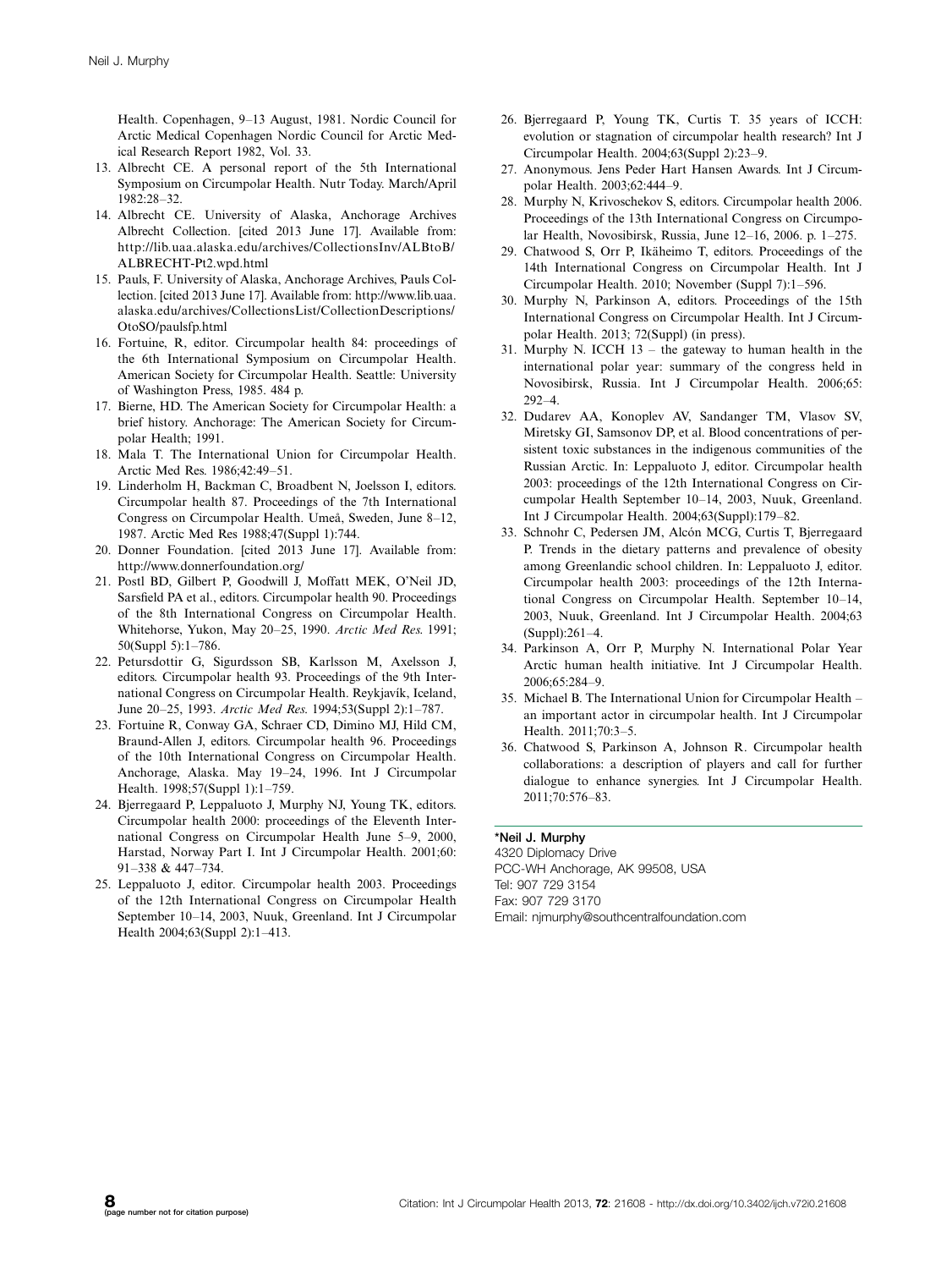Health. Copenhagen, 9–13 August, 1981. Nordic Council for Arctic Medical Copenhagen Nordic Council for Arctic Medical Research Report 1982, Vol. 33.

13. Albrecht CE. A personal report of the 5th International Symposium on Circumpolar Health. Nutr Today. March/April 1982:28–32.
14. Albrecht CE. University of Alaska, Anchorage Archives Albrecht Collection. [cited 2013 June 17]. Available from: http://lib.uaa.alaska.edu/archives/CollectionsInv/ALBtoB/ALBRECHT-Pt2.wpd.html
15. Pauls, F. University of Alaska, Anchorage Archives, Pauls Collection. [cited 2013 June 17]. Available from: http://www.lib.uaa.alaska.edu/archives/CollectionsList/CollectionDescriptions/OtoSO/paulsfp.html
16. Fortuine, R, editor. Circumpolar health 84: proceedings of the 6th International Symposium on Circumpolar Health. American Society for Circumpolar Health. Seattle: University of Washington Press, 1985. 484 p.
17. Bierne, HD. The American Society for Circumpolar Health: a brief history. Anchorage: The American Society for Circumpolar Health; 1991.
18. Mala T. The International Union for Circumpolar Health. Arctic Med Res. 1986;42:49–51.
19. Linderholm H, Backman C, Broadbent N, Joelsson I, editors. Circumpolar health 87. Proceedings of the 7th International Congress on Circumpolar Health. Umeå, Sweden, June 8–12, 1987. Arctic Med Res 1988;47(Suppl 1):744.
20. Donner Foundation. [cited 2013 June 17]. Available from: http://www.donnerfoundation.org/
21. Postl BD, Gilbert P, Goodwill J, Moffatt MEK, O'Neil JD, Sarsfield PA et al., editors. Circumpolar health 90. Proceedings of the 8th International Congress on Circumpolar Health. Whitehorse, Yukon, May 20–25, 1990. *Arctic Med Res.* 1991; 50(Suppl 5):1–786.
22. Petursdottir G, Sigurdsson SB, Karlsson M, Axelsson J, editors. Circumpolar health 93. Proceedings of the 9th International Congress on Circumpolar Health. Reykjavík, Iceland, June 20–25, 1993. *Arctic Med Res.* 1994;53(Suppl 2):1–787.
23. Fortuine R, Conway GA, Schraer CD, Dimino MJ, Hild CM, Braund-Allen J, editors. Circumpolar health 96. Proceedings of the 10th International Congress on Circumpolar Health. Anchorage, Alaska. May 19–24, 1996. Int J Circumpolar Health. 1998;57(Suppl 1):1–759.
24. Bjerregaard P, Leppaluoto J, Murphy NJ, Young TK, editors. Circumpolar health 2000: proceedings of the Eleventh International Congress on Circumpolar Health June 5–9, 2000, Harstad, Norway Part I. Int J Circumpolar Health. 2001;60: 91–338 & 447–734.
25. Leppaluoto J, editor. Circumpolar health 2003. Proceedings of the 12th International Congress on Circumpolar Health September 10–14, 2003, Nuuk, Greenland. Int J Circumpolar Health 2004;63(Suppl 2):1–413.
26. Bjerregaard P, Young TK, Curtis T. 35 years of ICCH: evolution or stagnation of circumpolar health research? Int J Circumpolar Health. 2004;63(Suppl 2):23–9.
27. Anonymous. Jens Peder Hart Hansen Awards. Int J Circumpolar Health. 2003;62:444–9.
28. Murphy N, Krivoschekov S, editors. Circumpolar health 2006. Proceedings of the 13th International Congress on Circumpolar Health, Novosibirsk, Russia, June 12–16, 2006. p. 1–275.
29. Chatwood S, Orr P, Ikäheimo T, editors. Proceedings of the 14th International Congress on Circumpolar Health. Int J Circumpolar Health. 2010; November (Suppl 7):1–596.
30. Murphy N, Parkinson A, editors. Proceedings of the 15th International Congress on Circumpolar Health. Int J Circumpolar Health. 2013; 72(Suppl) (in press).
31. Murphy N. ICCH 13 – the gateway to human health in the international polar year: summary of the congress held in Novosibirsk, Russia. Int J Circumpolar Health. 2006;65: 292–4.
32. Dudarev AA, Konoplev AV, Sandanger TM, Vlasov SV, Miretsky GI, Samsonov DP, et al. Blood concentrations of persistent toxic substances in the indigenous communities of the Russian Arctic. In: Leppaluoto J, editor. Circumpolar health 2003: proceedings of the 12th International Congress on Circumpolar Health September 10–14, 2003, Nuuk, Greenland. Int J Circumpolar Health. 2004;63(Suppl):179–82.
33. Schnohr C, Pedersen JM, Alcón MCG, Curtis T, Bjerregaard P. Trends in the dietary patterns and prevalence of obesity among Greenlandic school children. In: Leppaluoto J, editor. Circumpolar health 2003: proceedings of the 12th International Congress on Circumpolar Health. September 10–14, 2003, Nuuk, Greenland. Int J Circumpolar Health. 2004;63 (Suppl):261–4.
34. Parkinson A, Orr P, Murphy N. International Polar Year Arctic human health initiative. Int J Circumpolar Health. 2006;65:284–9.
35. Michael B. The International Union for Circumpolar Health – an important actor in circumpolar health. Int J Circumpolar Health. 2011;70:3–5.
36. Chatwood S, Parkinson A, Johnson R. Circumpolar health collaborations: a description of players and call for further dialogue to enhance synergies. Int J Circumpolar Health. 2011;70:576–83.

**\*Neil J. Murphy**
4320 Diplomacy Drive
PCC-WH Anchorage, AK 99508, USA
Tel: 907 729 3154
Fax: 907 729 3170
Email: njmurphy@southcentralfoundation.com